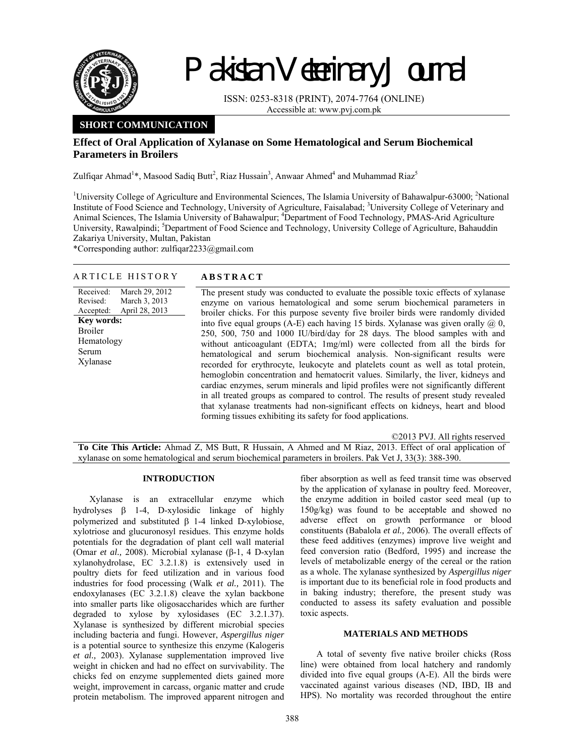Pakistan Veterinary Journal

ISSN: 0253-8318 (PRINT), 2074-7764 (ONLINE)
Accessible at: www.pvj.com.pk

**SHORT COMMUNICATION**

# Effect of Oral Application of Xylanase on Some Hematological and Serum Biochemical Parameters in Broilers

Zulfiqar Ahmad[1]*, Masood Sadiq Butt[2], Riaz Hussain[3], Anwaar Ahmed[4] and Muhammad Riaz[5]

[1]University College of Agriculture and Environmental Sciences, The Islamia University of Bahawalpur-63000; [2]National Institute of Food Science and Technology, University of Agriculture, Faisalabad; [3]University College of Veterinary and Animal Sciences, The Islamia University of Bahawalpur; [4]Department of Food Technology, PMAS-Arid Agriculture University, Rawalpindi; [5]Department of Food Science and Technology, University College of Agriculture, Bahauddin Zakariya University, Multan, Pakistan

*Corresponding author: zulfiqar2233@gmail.com

## ARTICLE HISTORY

Received: March 29, 2012
Revised: March 3, 2013
Accepted: April 28, 2013

**Key words:**
Broiler
Hematology
Serum
Xylanase

## ABSTRACT

The present study was conducted to evaluate the possible toxic effects of xylanase enzyme on various hematological and some serum biochemical parameters in broiler chicks. For this purpose seventy five broiler birds were randomly divided into five equal groups (A-E) each having 15 birds. Xylanase was given orally @ 0, 250, 500, 750 and 1000 IU/bird/day for 28 days. The blood samples with and without anticoagulant (EDTA; 1mg/ml) were collected from all the birds for hematological and serum biochemical analysis. Non-significant results were recorded for erythrocyte, leukocyte and platelets count as well as total protein, hemoglobin concentration and hematocrit values. Similarly, the liver, kidneys and cardiac enzymes, serum minerals and lipid profiles were not significantly different in all treated groups as compared to control. The results of present study revealed that xylanase treatments had non-significant effects on kidneys, heart and blood forming tissues exhibiting its safety for food applications.

©2013 PVJ. All rights reserved

**To Cite This Article:** Ahmad Z, MS Butt, R Hussain, A Ahmed and M Riaz, 2013. Effect of oral application of xylanase on some hematological and serum biochemical parameters in broilers. Pak Vet J, 33(3): 388-390.

## INTRODUCTION

Xylanase is an extracellular enzyme which hydrolyses β 1-4, D-xylosidic linkage of highly polymerized and substituted β 1-4 linked D-xylobiose, xylotriose and glucuronosyl residues. This enzyme holds potentials for the degradation of plant cell wall material (Omar *et al.,* 2008). Microbial xylanase (β-1, 4 D-xylan xylanohydrolase, EC 3.2.1.8) is extensively used in poultry diets for feed utilization and in various food industries for food processing (Walk *et al.,* 2011). The endoxylanases (EC 3.2.1.8) cleave the xylan backbone into smaller parts like oligosaccharides which are further degraded to xylose by xylosidases (EC 3.2.1.37). Xylanase is synthesized by different microbial species including bacteria and fungi. However, *Aspergillus niger* is a potential source to synthesize this enzyme (Kalogeris *et al.,* 2003). Xylanase supplementation improved live weight in chicken and had no effect on survivability. The chicks fed on enzyme supplemented diets gained more weight, improvement in carcass, organic matter and crude protein metabolism. The improved apparent nitrogen and fiber absorption as well as feed transit time was observed by the application of xylanase in poultry feed. Moreover, the enzyme addition in boiled castor seed meal (up to 150g/kg) was found to be acceptable and showed no adverse effect on growth performance or blood constituents (Babalola *et al.,* 2006). The overall effects of these feed additives (enzymes) improve live weight and feed conversion ratio (Bedford, 1995) and increase the levels of metabolizable energy of the cereal or the ration as a whole. The xylanase synthesized by *Aspergillus niger* is important due to its beneficial role in food products and in baking industry; therefore, the present study was conducted to assess its safety evaluation and possible toxic aspects.

## MATERIALS AND METHODS

A total of seventy five native broiler chicks (Ross line) were obtained from local hatchery and randomly divided into five equal groups (A-E). All the birds were vaccinated against various diseases (ND, IBD, IB and HPS). No mortality was recorded throughout the entire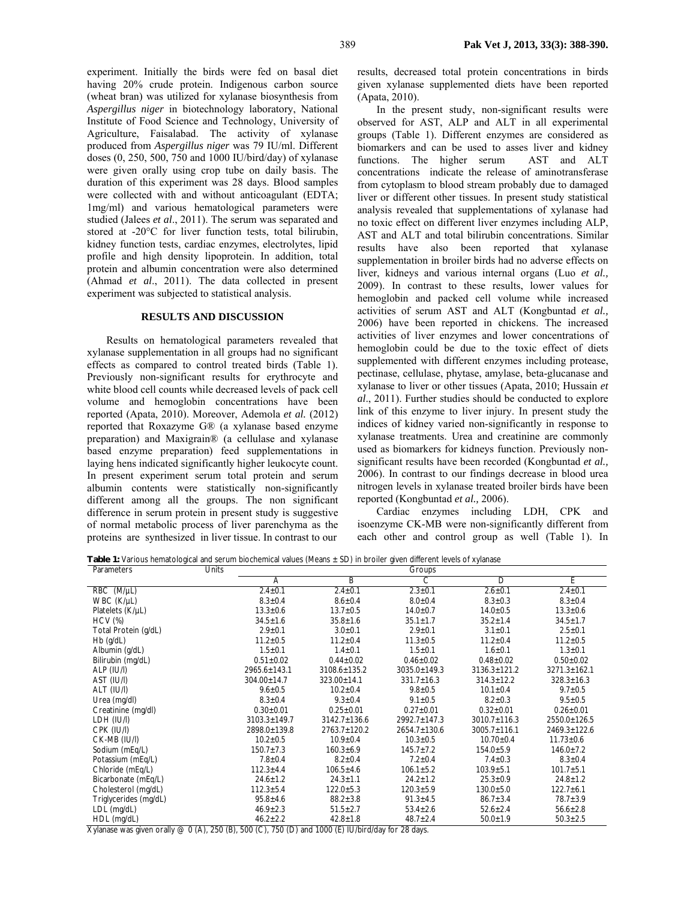experiment. Initially the birds were fed on basal diet having 20% crude protein. Indigenous carbon source (wheat bran) was utilized for xylanase biosynthesis from *Aspergillus niger* in biotechnology laboratory, National Institute of Food Science and Technology, University of Agriculture, Faisalabad. The activity of xylanase produced from *Aspergillus niger* was 79 IU/ml. Different doses (0, 250, 500, 750 and 1000 IU/bird/day) of xylanase were given orally using crop tube on daily basis. The duration of this experiment was 28 days. Blood samples were collected with and without anticoagulant (EDTA; 1mg/ml) and various hematological parameters were studied (Jalees *et al*., 2011). The serum was separated and stored at -20°C for liver function tests, total bilirubin, kidney function tests, cardiac enzymes, electrolytes, lipid profile and high density lipoprotein. In addition, total protein and albumin concentration were also determined (Ahmad *et al*., 2011). The data collected in present experiment was subjected to statistical analysis.

## RESULTS AND DISCUSSION

Results on hematological parameters revealed that xylanase supplementation in all groups had no significant effects as compared to control treated birds (Table 1). Previously non-significant results for erythrocyte and white blood cell counts while decreased levels of pack cell volume and hemoglobin concentrations have been reported (Apata, 2010). Moreover, Ademola *et al.* (2012) reported that Roxazyme G® (a xylanase based enzyme preparation) and Maxigrain® (a cellulase and xylanase based enzyme preparation) feed supplementations in laying hens indicated significantly higher leukocyte count. In present experiment serum total protein and serum albumin contents were statistically non-significantly different among all the groups. The non significant difference in serum protein in present study is suggestive of normal metabolic process of liver parenchyma as the proteins are synthesized in liver tissue. In contrast to our results, decreased total protein concentrations in birds given xylanase supplemented diets have been reported (Apata, 2010).

In the present study, non-significant results were observed for AST, ALP and ALT in all experimental groups (Table 1). Different enzymes are considered as biomarkers and can be used to asses liver and kidney functions. The higher serum AST and ALT concentrations indicate the release of aminotransferase from cytoplasm to blood stream probably due to damaged liver or different other tissues. In present study statistical analysis revealed that supplementations of xylanase had no toxic effect on different liver enzymes including ALP, AST and ALT and total bilirubin concentrations. Similar results have also been reported that xylanase supplementation in broiler birds had no adverse effects on liver, kidneys and various internal organs (Luo *et al.,* 2009). In contrast to these results, lower values for hemoglobin and packed cell volume while increased activities of serum AST and ALT (Kongbuntad *et al.,* 2006) have been reported in chickens. The increased activities of liver enzymes and lower concentrations of hemoglobin could be due to the toxic effect of diets supplemented with different enzymes including protease, pectinase, cellulase, phytase, amylase, beta-glucanase and xylanase to liver or other tissues (Apata, 2010; Hussain *et al*., 2011). Further studies should be conducted to explore link of this enzyme to liver injury. In present study the indices of kidney varied non-significantly in response to xylanase treatments. Urea and creatinine are commonly used as biomarkers for kidneys function. Previously non-significant results have been recorded (Kongbuntad *et al.,* 2006). In contrast to our findings decrease in blood urea nitrogen levels in xylanase treated broiler birds have been reported (Kongbuntad *et al.,* 2006).

Cardiac enzymes including LDH, CPK and isoenzyme CK-MB were non-significantly different from each other and control group as well (Table 1). In

**Table 1:** Various hematological and serum biochemical values (Means ± SD) in broiler given different levels of xylanase

| Parameters | Units | Groups | | | |
|---|---|---|---|---|---|
| | A | B | C | D | E |
| RBC (M/µL) | 2.4±0.1 | 2.4±0.1 | 2.3±0.1 | 2.6±0.1 | 2.4±0.1 |
| WBC (K/µL) | 8.3±0.4 | 8.6±0.4 | 8.0±0.4 | 8.3±0.3 | 8.3±0.4 |
| Platelets (K/µL) | 13.3±0.6 | 13.7±0.5 | 14.0±0.7 | 14.0±0.5 | 13.3±0.6 |
| HCV (%) | 34.5±1.6 | 35.8±1.6 | 35.1±1.7 | 35.2±1.4 | 34.5±1.7 |
| Total Protein (g/dL) | 2.9±0.1 | 3.0±0.1 | 2.9±0.1 | 3.1±0.1 | 2.5±0.1 |
| Hb (g/dL) | 11.2±0.5 | 11.2±0.4 | 11.3±0.5 | 11.2±0.4 | 11.2±0.5 |
| Albumin (g/dL) | 1.5±0.1 | 1.4±0.1 | 1.5±0.1 | 1.6±0.1 | 1.3±0.1 |
| Bilirubin (mg/dL) | 0.51±0.02 | 0.44±0.02 | 0.46±0.02 | 0.48±0.02 | 0.50±0.02 |
| ALP (IU/l) | 2965.6±143.1 | 3108.6±135.2 | 3035.0±149.3 | 3136.3±121.2 | 3271.3±162.1 |
| AST (IU/l) | 304.00±14.7 | 323.00±14.1 | 331.7±16.3 | 314.3±12.2 | 328.3±16.3 |
| ALT (IU/l) | 9.6±0.5 | 10.2±0.4 | 9.8±0.5 | 10.1±0.4 | 9.7±0.5 |
| Urea (mg/dl) | 8.3±0.4 | 9.3±0.4 | 9.1±0.5 | 8.2±0.3 | 9.5±0.5 |
| Creatinine (mg/dl) | 0.30±0.01 | 0.25±0.01 | 0.27±0.01 | 0.32±0.01 | 0.26±0.01 |
| LDH (IU/l) | 3103.3±149.7 | 3142.7±136.6 | 2992.7±147.3 | 3010.7±116.3 | 2550.0±126.5 |
| CPK (IU/l) | 2898.0±139.8 | 2763.7±120.2 | 2654.7±130.6 | 3005.7±116.1 | 2469.3±122.6 |
| CK-MB (IU/l) | 10.2±0.5 | 10.9±0.4 | 10.3±0.5 | 10.70±0.4 | 11.73±0.6 |
| Sodium (mEq/L) | 150.7±7.3 | 160.3±6.9 | 145.7±7.2 | 154.0±5.9 | 146.0±7.2 |
| Potassium (mEq/L) | 7.8±0.4 | 8.2±0.4 | 7.2±0.4 | 7.4±0.3 | 8.3±0.4 |
| Chloride (mEq/L) | 112.3±4.4 | 106.5±4.6 | 106.1±5.2 | 103.9±5.1 | 101.7±5.1 |
| Bicarbonate (mEq/L) | 24.6±1.2 | 24.3±1.1 | 24.2±1.2 | 25.3±0.9 | 24.8±1.2 |
| Cholesterol (mg/dL) | 112.3±5.4 | 122.0±5.3 | 120.3±5.9 | 130.0±5.0 | 122.7±6.1 |
| Triglycerides (mg/dL) | 95.8±4.6 | 88.2±3.8 | 91.3±4.5 | 86.7±3.4 | 78.7±3.9 |
| LDL (mg/dL) | 46.9±2.3 | 51.5±2.7 | 53.4±2.6 | 52.6±2.4 | 56.6±2.8 |
| HDL (mg/dL) | 46.2±2.2 | 42.8±1.8 | 48.7±2.4 | 50.0±1.9 | 50.3±2.5 |

Xylanase was given orally @ 0 (A), 250 (B), 500 (C), 750 (D) and 1000 (E) IU/bird/day for 28 days.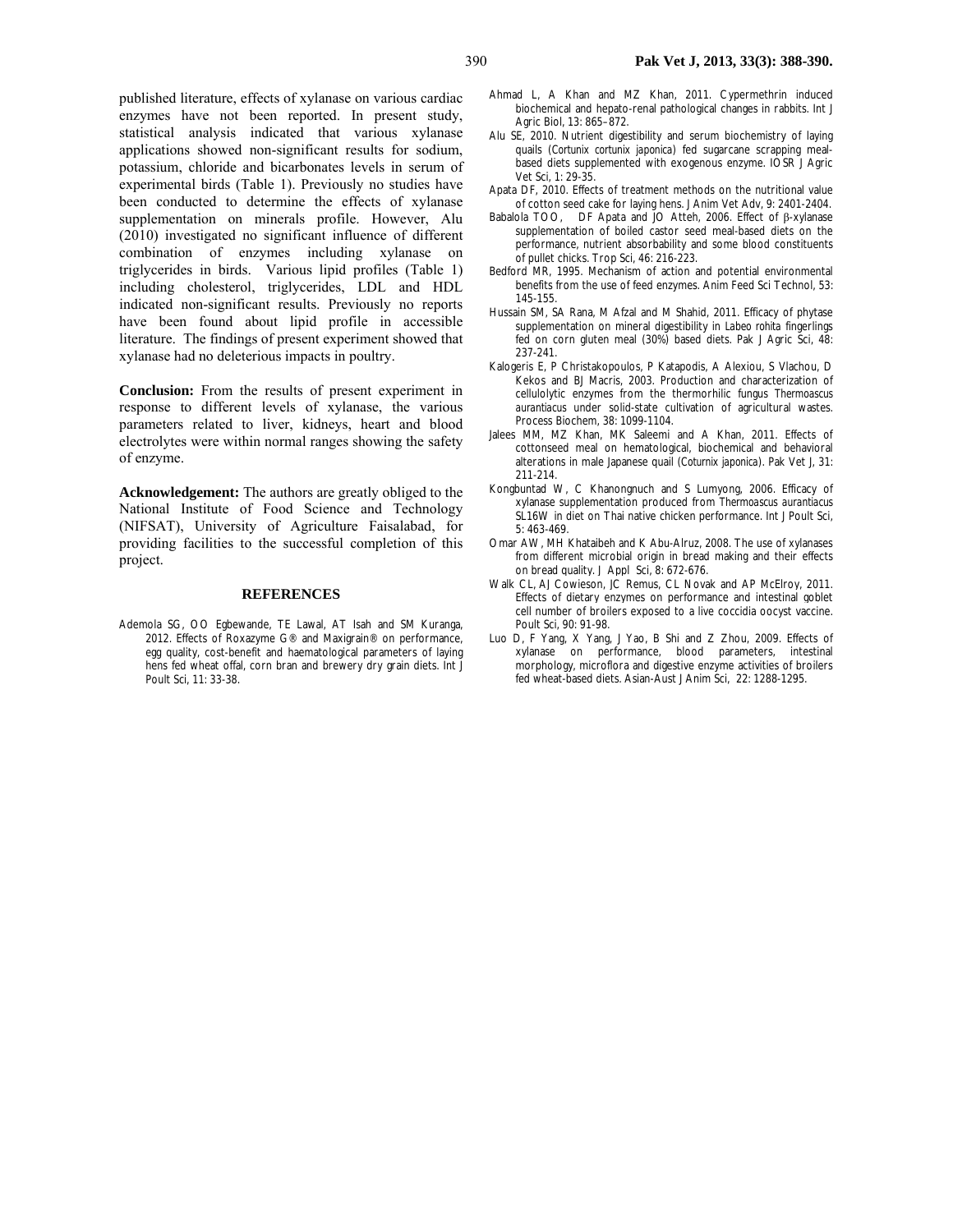published literature, effects of xylanase on various cardiac enzymes have not been reported. In present study, statistical analysis indicated that various xylanase applications showed non-significant results for sodium, potassium, chloride and bicarbonates levels in serum of experimental birds (Table 1). Previously no studies have been conducted to determine the effects of xylanase supplementation on minerals profile. However, Alu (2010) investigated no significant influence of different combination of enzymes including xylanase on triglycerides in birds. Various lipid profiles (Table 1) including cholesterol, triglycerides, LDL and HDL indicated non-significant results. Previously no reports have been found about lipid profile in accessible literature. The findings of present experiment showed that xylanase had no deleterious impacts in poultry.

**Conclusion:** From the results of present experiment in response to different levels of xylanase, the various parameters related to liver, kidneys, heart and blood electrolytes were within normal ranges showing the safety of enzyme.

**Acknowledgement:** The authors are greatly obliged to the National Institute of Food Science and Technology (NIFSAT), University of Agriculture Faisalabad, for providing facilities to the successful completion of this project.

## REFERENCES

Ademola SG, OO Egbewande, TE Lawal, AT Isah and SM Kuranga, 2012. Effects of Roxazyme G® and Maxigrain® on performance, egg quality, cost-benefit and haematological parameters of laying hens fed wheat offal, corn bran and brewery dry grain diets. Int J Poult Sci, 11: 33-38.

Ahmad L, A Khan and MZ Khan, 2011. Cypermethrin induced biochemical and hepato-renal pathological changes in rabbits. Int J Agric Biol, 13: 865–872.

Alu SE, 2010. Nutrient digestibility and serum biochemistry of laying quails (*Cortunix cortunix japonica*) fed sugarcane scrapping meal-based diets supplemented with exogenous enzyme. IOSR J Agric Vet Sci, 1: 29-35.

Apata DF, 2010. Effects of treatment methods on the nutritional value of cotton seed cake for laying hens. J Anim Vet Adv, 9: 2401-2404.

Babalola TOO, DF Apata and JO Atteh, 2006. Effect of β-xylanase supplementation of boiled castor seed meal-based diets on the performance, nutrient absorbability and some blood constituents of pullet chicks. Trop Sci, 46: 216-223.

Bedford MR, 1995. Mechanism of action and potential environmental benefits from the use of feed enzymes. Anim Feed Sci Technol, 53: 145-155.

Hussain SM, SA Rana, M Afzal and M Shahid, 2011. Efficacy of phytase supplementation on mineral digestibility in *Labeo rohita* fingerlings fed on corn gluten meal (30%) based diets. Pak J Agric Sci, 48: 237-241.

Kalogeris E, P Christakopoulos, P Katapodis, A Alexiou, S Vlachou, D Kekos and BJ Macris, 2003. Production and characterization of cellulolytic enzymes from the thermorhilic fungus *Thermoascus aurantiacus* under solid-state cultivation of agricultural wastes. Process Biochem, 38: 1099-1104.

Jalees MM, MZ Khan, MK Saleemi and A Khan, 2011. Effects of cottonseed meal on hematological, biochemical and behavioral alterations in male Japanese quail (*Coturnix japonica*). Pak Vet J, 31: 211-214.

Kongbuntad W, C Khanongnuch and S Lumyong, 2006. Efficacy of xylanase supplementation produced from *Thermoascus aurantiacus* SL16W in diet on Thai native chicken performance. Int J Poult Sci, 5: 463-469.

Omar AW, MH Khataibeh and K Abu-Alruz, 2008. The use of xylanases from different microbial origin in bread making and their effects on bread quality. J Appl Sci, 8: 672-676.

Walk CL, AJ Cowieson, JC Remus, CL Novak and AP McElroy, 2011. Effects of dietary enzymes on performance and intestinal goblet cell number of broilers exposed to a live coccidia oocyst vaccine. Poult Sci, 90: 91-98.

Luo D, F Yang, X Yang, J Yao, B Shi and Z Zhou, 2009. Effects of xylanase on performance, blood parameters, intestinal morphology, microflora and digestive enzyme activities of broilers fed wheat-based diets. Asian-Aust J Anim Sci, 22: 1288-1295.